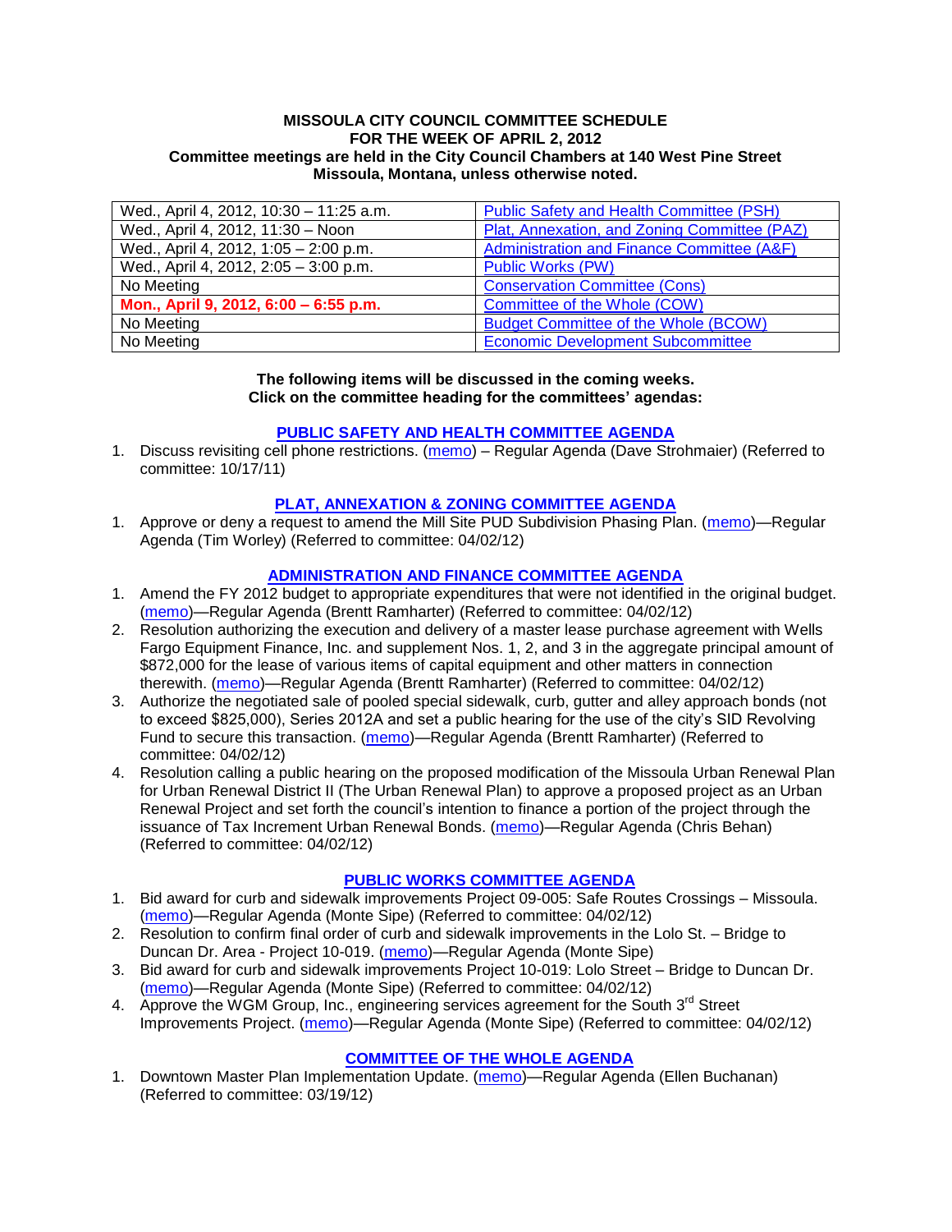**MISSOULA CITY COUNCIL COMMITTEE SCHEDULE**
**FOR THE WEEK OF APRIL 2, 2012**
**Committee meetings are held in the City Council Chambers at 140 West Pine Street**
**Missoula, Montana, unless otherwise noted.**

| | |
|---|---|
| Wed., April 4, 2012, 10:30 – 11:25 a.m. | Public Safety and Health Committee (PSH) |
| Wed., April 4, 2012, 11:30 – Noon | Plat, Annexation, and Zoning Committee (PAZ) |
| Wed., April 4, 2012, 1:05 – 2:00 p.m. | Administration and Finance Committee (A&F) |
| Wed., April 4, 2012, 2:05 – 3:00 p.m. | Public Works (PW) |
| No Meeting | Conservation Committee (Cons) |
| **Mon., April 9, 2012, 6:00 – 6:55 p.m.** | Committee of the Whole (COW) |
| No Meeting | Budget Committee of the Whole (BCOW) |
| No Meeting | Economic Development Subcommittee |

**The following items will be discussed in the coming weeks.**
**Click on the committee heading for the committees' agendas:**

## PUBLIC SAFETY AND HEALTH COMMITTEE AGENDA

1. Discuss revisiting cell phone restrictions. (memo) – Regular Agenda (Dave Strohmaier) (Referred to committee: 10/17/11)

## PLAT, ANNEXATION & ZONING COMMITTEE AGENDA

1. Approve or deny a request to amend the Mill Site PUD Subdivision Phasing Plan. (memo)—Regular Agenda (Tim Worley) (Referred to committee: 04/02/12)

## ADMINISTRATION AND FINANCE COMMITTEE AGENDA

1. Amend the FY 2012 budget to appropriate expenditures that were not identified in the original budget. (memo)—Regular Agenda (Brentt Ramharter) (Referred to committee: 04/02/12)
2. Resolution authorizing the execution and delivery of a master lease purchase agreement with Wells Fargo Equipment Finance, Inc. and supplement Nos. 1, 2, and 3 in the aggregate principal amount of $872,000 for the lease of various items of capital equipment and other matters in connection therewith. (memo)—Regular Agenda (Brentt Ramharter) (Referred to committee: 04/02/12)
3. Authorize the negotiated sale of pooled special sidewalk, curb, gutter and alley approach bonds (not to exceed $825,000), Series 2012A and set a public hearing for the use of the city's SID Revolving Fund to secure this transaction. (memo)—Regular Agenda (Brentt Ramharter) (Referred to committee: 04/02/12)
4. Resolution calling a public hearing on the proposed modification of the Missoula Urban Renewal Plan for Urban Renewal District II (The Urban Renewal Plan) to approve a proposed project as an Urban Renewal Project and set forth the council's intention to finance a portion of the project through the issuance of Tax Increment Urban Renewal Bonds. (memo)—Regular Agenda (Chris Behan) (Referred to committee: 04/02/12)

## PUBLIC WORKS COMMITTEE AGENDA

1. Bid award for curb and sidewalk improvements Project 09-005: Safe Routes Crossings – Missoula. (memo)—Regular Agenda (Monte Sipe) (Referred to committee: 04/02/12)
2. Resolution to confirm final order of curb and sidewalk improvements in the Lolo St. – Bridge to Duncan Dr. Area - Project 10-019. (memo)—Regular Agenda (Monte Sipe)
3. Bid award for curb and sidewalk improvements Project 10-019: Lolo Street – Bridge to Duncan Dr. (memo)—Regular Agenda (Monte Sipe) (Referred to committee: 04/02/12)
4. Approve the WGM Group, Inc., engineering services agreement for the South 3rd Street Improvements Project. (memo)—Regular Agenda (Monte Sipe) (Referred to committee: 04/02/12)

## COMMITTEE OF THE WHOLE AGENDA

1. Downtown Master Plan Implementation Update. (memo)—Regular Agenda (Ellen Buchanan) (Referred to committee: 03/19/12)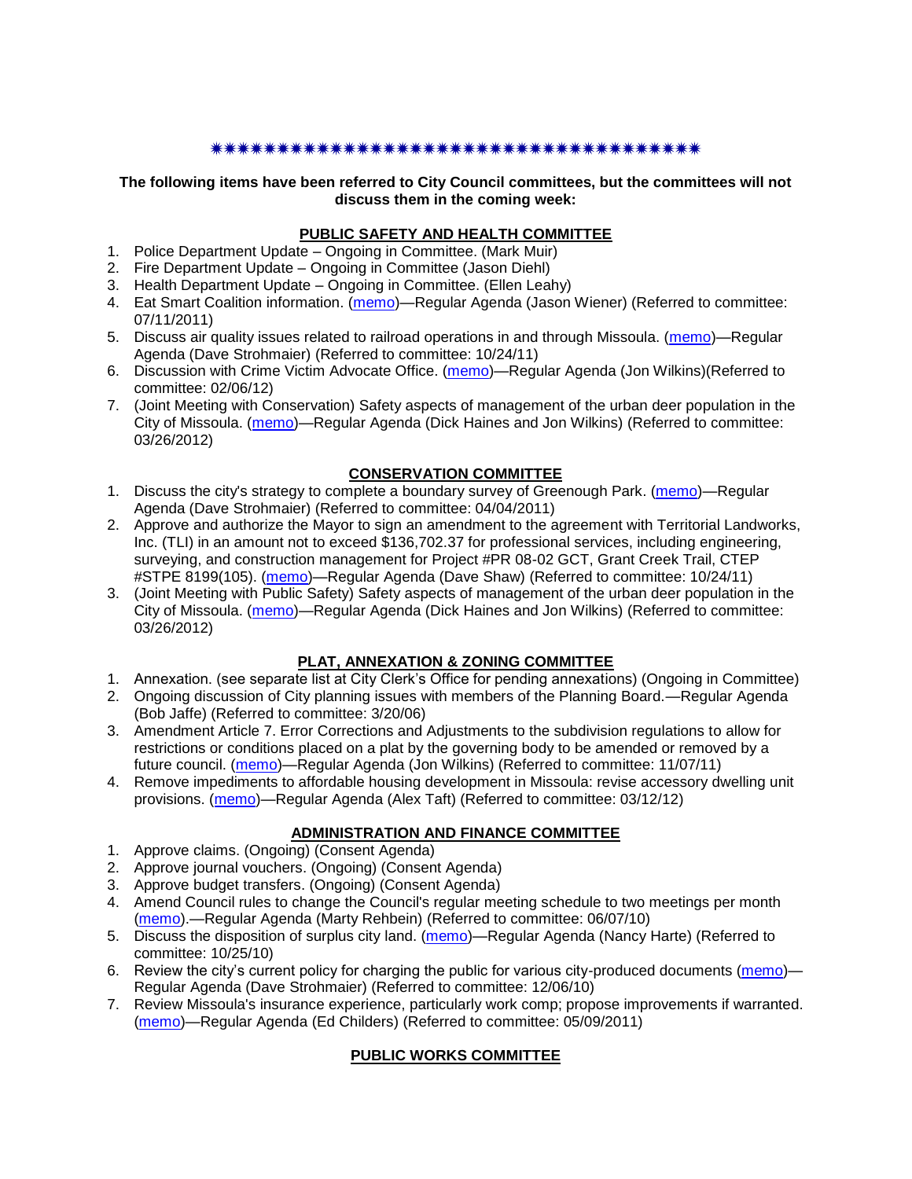✷✷✷✷✷✷✷✷✷✷✷✷✷✷✷✷✷✷✷✷✷✷✷✷✷✷✷✷✷✷✷✷✷✷✷✷✷✷✷✷

**The following items have been referred to City Council committees, but the committees will not discuss them in the coming week:**

**PUBLIC SAFETY AND HEALTH COMMITTEE**

1. Police Department Update – Ongoing in Committee. (Mark Muir)
2. Fire Department Update – Ongoing in Committee (Jason Diehl)
3. Health Department Update – Ongoing in Committee. (Ellen Leahy)
4. Eat Smart Coalition information. (memo)—Regular Agenda (Jason Wiener) (Referred to committee: 07/11/2011)
5. Discuss air quality issues related to railroad operations in and through Missoula. (memo)—Regular Agenda (Dave Strohmaier) (Referred to committee: 10/24/11)
6. Discussion with Crime Victim Advocate Office. (memo)—Regular Agenda (Jon Wilkins)(Referred to committee: 02/06/12)
7. (Joint Meeting with Conservation) Safety aspects of management of the urban deer population in the City of Missoula. (memo)—Regular Agenda (Dick Haines and Jon Wilkins) (Referred to committee: 03/26/2012)

**CONSERVATION COMMITTEE**

1. Discuss the city's strategy to complete a boundary survey of Greenough Park. (memo)—Regular Agenda (Dave Strohmaier) (Referred to committee: 04/04/2011)
2. Approve and authorize the Mayor to sign an amendment to the agreement with Territorial Landworks, Inc. (TLI) in an amount not to exceed $136,702.37 for professional services, including engineering, surveying, and construction management for Project #PR 08-02 GCT, Grant Creek Trail, CTEP #STPE 8199(105). (memo)—Regular Agenda (Dave Shaw) (Referred to committee: 10/24/11)
3. (Joint Meeting with Public Safety) Safety aspects of management of the urban deer population in the City of Missoula. (memo)—Regular Agenda (Dick Haines and Jon Wilkins) (Referred to committee: 03/26/2012)

**PLAT, ANNEXATION & ZONING COMMITTEE**

1. Annexation. (see separate list at City Clerk's Office for pending annexations) (Ongoing in Committee)
2. Ongoing discussion of City planning issues with members of the Planning Board.—Regular Agenda (Bob Jaffe) (Referred to committee: 3/20/06)
3. Amendment Article 7. Error Corrections and Adjustments to the subdivision regulations to allow for restrictions or conditions placed on a plat by the governing body to be amended or removed by a future council. (memo)—Regular Agenda (Jon Wilkins) (Referred to committee: 11/07/11)
4. Remove impediments to affordable housing development in Missoula: revise accessory dwelling unit provisions. (memo)—Regular Agenda (Alex Taft) (Referred to committee: 03/12/12)

**ADMINISTRATION AND FINANCE COMMITTEE**

1. Approve claims. (Ongoing) (Consent Agenda)
2. Approve journal vouchers. (Ongoing) (Consent Agenda)
3. Approve budget transfers. (Ongoing) (Consent Agenda)
4. Amend Council rules to change the Council's regular meeting schedule to two meetings per month (memo).—Regular Agenda (Marty Rehbein) (Referred to committee: 06/07/10)
5. Discuss the disposition of surplus city land. (memo)—Regular Agenda (Nancy Harte) (Referred to committee: 10/25/10)
6. Review the city's current policy for charging the public for various city-produced documents (memo)—Regular Agenda (Dave Strohmaier) (Referred to committee: 12/06/10)
7. Review Missoula's insurance experience, particularly work comp; propose improvements if warranted. (memo)—Regular Agenda (Ed Childers) (Referred to committee: 05/09/2011)

**PUBLIC WORKS COMMITTEE**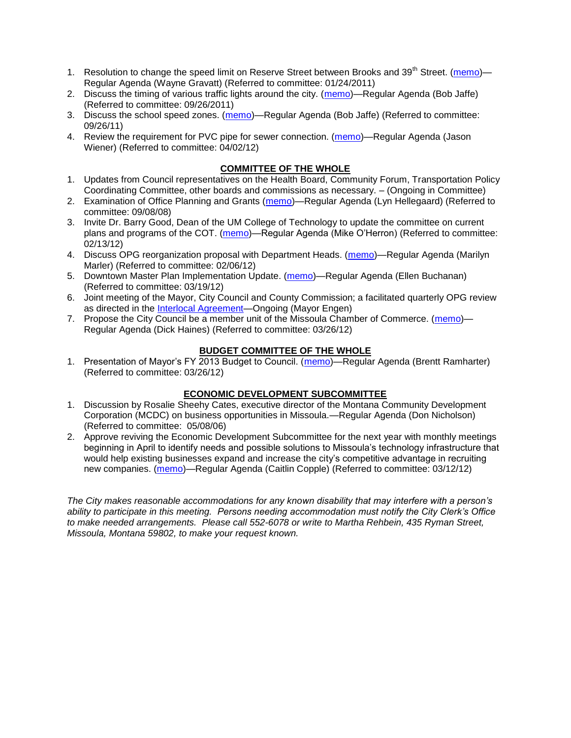1. Resolution to change the speed limit on Reserve Street between Brooks and 39th Street. (memo)—Regular Agenda (Wayne Gravatt) (Referred to committee: 01/24/2011)
2. Discuss the timing of various traffic lights around the city. (memo)—Regular Agenda (Bob Jaffe) (Referred to committee: 09/26/2011)
3. Discuss the school speed zones. (memo)—Regular Agenda (Bob Jaffe) (Referred to committee: 09/26/11)
4. Review the requirement for PVC pipe for sewer connection. (memo)—Regular Agenda (Jason Wiener) (Referred to committee: 04/02/12)

## COMMITTEE OF THE WHOLE

1. Updates from Council representatives on the Health Board, Community Forum, Transportation Policy Coordinating Committee, other boards and commissions as necessary. – (Ongoing in Committee)
2. Examination of Office Planning and Grants (memo)—Regular Agenda (Lyn Hellegaard) (Referred to committee: 09/08/08)
3. Invite Dr. Barry Good, Dean of the UM College of Technology to update the committee on current plans and programs of the COT. (memo)—Regular Agenda (Mike O'Herron) (Referred to committee: 02/13/12)
4. Discuss OPG reorganization proposal with Department Heads. (memo)—Regular Agenda (Marilyn Marler) (Referred to committee: 02/06/12)
5. Downtown Master Plan Implementation Update. (memo)—Regular Agenda (Ellen Buchanan) (Referred to committee: 03/19/12)
6. Joint meeting of the Mayor, City Council and County Commission; a facilitated quarterly OPG review as directed in the Interlocal Agreement—Ongoing (Mayor Engen)
7. Propose the City Council be a member unit of the Missoula Chamber of Commerce. (memo)—Regular Agenda (Dick Haines) (Referred to committee: 03/26/12)

## BUDGET COMMITTEE OF THE WHOLE

1. Presentation of Mayor's FY 2013 Budget to Council. (memo)—Regular Agenda (Brentt Ramharter) (Referred to committee: 03/26/12)

## ECONOMIC DEVELOPMENT SUBCOMMITTEE

1. Discussion by Rosalie Sheehy Cates, executive director of the Montana Community Development Corporation (MCDC) on business opportunities in Missoula.—Regular Agenda (Don Nicholson) (Referred to committee: 05/08/06)
2. Approve reviving the Economic Development Subcommittee for the next year with monthly meetings beginning in April to identify needs and possible solutions to Missoula's technology infrastructure that would help existing businesses expand and increase the city's competitive advantage in recruiting new companies. (memo)—Regular Agenda (Caitlin Copple) (Referred to committee: 03/12/12)

*The City makes reasonable accommodations for any known disability that may interfere with a person's ability to participate in this meeting. Persons needing accommodation must notify the City Clerk's Office to make needed arrangements. Please call 552-6078 or write to Martha Rehbein, 435 Ryman Street, Missoula, Montana 59802, to make your request known.*